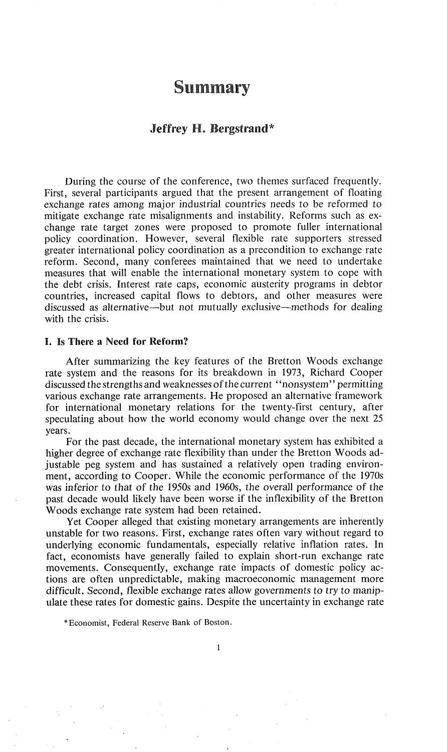# Summary

## Jeffrey H. Bergstrand*

During the course of the conference, two themes surfaced frequently. First, several participants argued that the present arrangement of floating exchange rates among major industrial countries needs to be reformed to mitigate exchange rate misalignments and instability. Reforms such as exchange rate target zones were proposed to promote fuller international policy coordination. However, several flexible rate supporters stressed greater international policy coordination as a precondition to exchange rate reform. Second, many conferees maintained that we need to undertake measures that will enable the international monetary system to cope with the debt crisis. Interest rate caps, economic austerity programs in debtor countries, increased capital flows to debtors, and other measures were discussed as alternative—but not mutually exclusive—methods for dealing with the crisis.

### I. Is There a Need for Reform?

After summarizing the key features of the Bretton Woods exchange rate system and the reasons for its breakdown in 1973, Richard Cooper discussed the strengths and weaknesses of the current "nonsystem" permitting various exchange rate arrangements. He proposed an alternative framework for international monetary relations for the twenty-first century, after speculating about how the world economy would change over the next 25 years.

For the past decade, the international monetary system has exhibited a higher degree of exchange rate flexibility than under the Bretton Woods adjustable peg system and has sustained a relatively open trading environment, according to Cooper. While the economic performance of the 1970s was inferior to that of the 1950s and 1960s, the overall performance of the past decade would likely have been worse if the inflexibility of the Bretton Woods exchange rate system had been retained.

Yet Cooper alleged that existing monetary arrangements are inherently unstable for two reasons. First, exchange rates often vary without regard to underlying economic fundamentals, especially relative inflation rates. In fact, economists have generally failed to explain short-run exchange rate movements. Consequently, exchange rate impacts of domestic policy actions are often unpredictable, making macroeconomic management more difficult. Second, flexible exchange rates allow governments to try to manipulate these rates for domestic gains. Despite the uncertainty in exchange rate

*Economist, Federal Reserve Bank of Boston.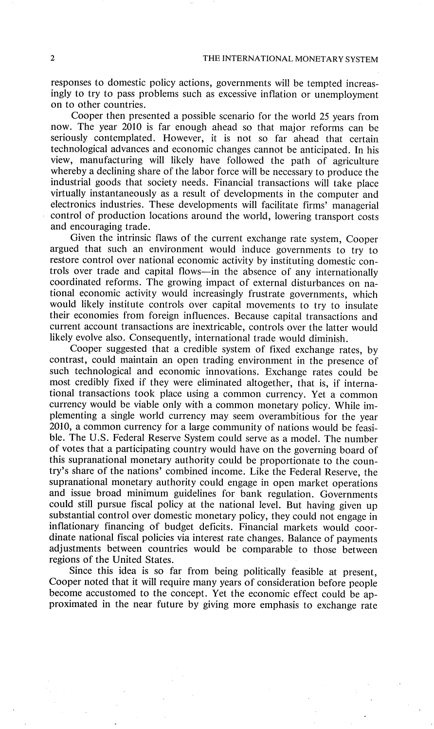responses to domestic policy actions, governments will be tempted increasingly to try to pass problems such as excessive inflation or unemployment on to other countries.

Cooper then presented a possible scenario for the world 25 years from now. The year 2010 is far enough ahead so that major reforms can be seriously contemplated. However, it is not so far ahead that certain technological advances and economic changes cannot be anticipated. In his view, manufacturing will likely have followed the path of agriculture whereby a declining share of the labor force will be necessary to produce the industrial goods that society needs. Financial transactions will take place virtually instantaneously as a result of developments in the computer and electronics industries. These developments will facilitate firms' managerial control of production locations around the world, lowering transport costs and encouraging trade.

Given the intrinsic flaws of the current exchange rate system, Cooper argued that such an environment would induce governments to try to restore control over national economic activity by instituting domestic controls over trade and capital flows—in the absence of any internationally coordinated reforms. The growing impact of external disturbances on national economic activity would increasingly frustrate governments, which would likely institute controls over capital movements to try to insulate their economies from foreign influences. Because capital transactions and current account transactions are inextricable, controls over the latter would likely evolve also. Consequently, international trade would diminish.

Cooper suggested that a credible system of fixed exchange rates, by contrast, could maintain an open trading environment in the presence of such technological and economic innovations. Exchange rates could be most credibly fixed if they were eliminated altogether, that is, if international transactions took place using a common currency. Yet a common currency would be viable only with a common monetary policy. While implementing a single world currency may seem overambitious for the year 2010, a common currency for a large community of nations would be feasible. The U.S. Federal Reserve System could serve as a model. The number of votes that a participating country would have on the governing board of this supranational monetary authority could be proportionate to the country's share of the nations' combined income. Like the Federal Reserve, the supranational monetary authority could engage in open market operations and issue broad minimum guidelines for bank regulation. Governments could still pursue fiscal policy at the national level. But having given up substantial control over domestic monetary policy, they could not engage in inflationary financing of budget deficits. Financial markets would coordinate national fiscal policies via interest rate changes. Balance of payments adjustments between countries would be comparable to those between regions of the United States.

Since this idea is so far from being politically feasible at present, Cooper noted that it will require many years of consideration before people become accustomed to the concept. Yet the economic effect could be approximated in the near future by giving more emphasis to exchange rate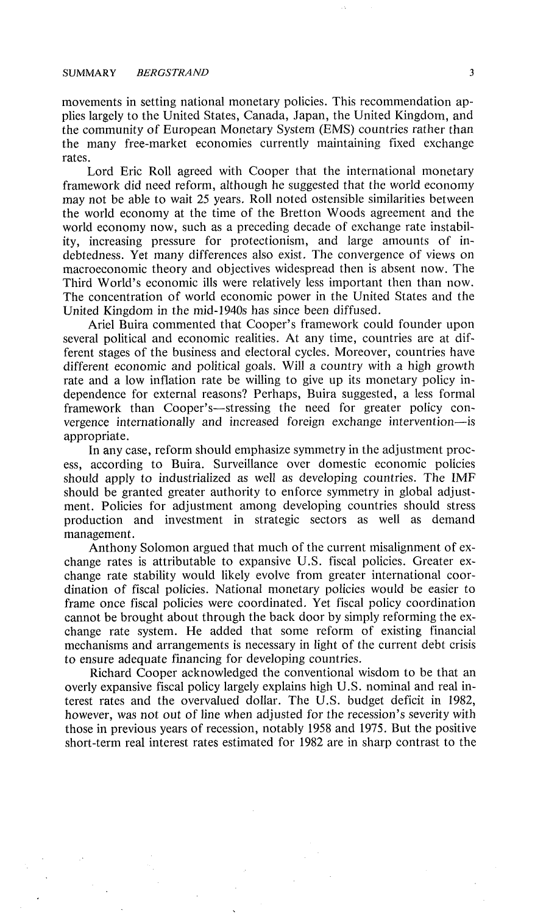movements in setting national monetary policies. This recommendation applies largely to the United States, Canada, Japan, the United Kingdom, and the community of European Monetary System (EMS) countries rather than the many free-market economies currently maintaining fixed exchange rates.

Lord Eric Roll agreed with Cooper that the international monetary framework did need reform, although he suggested that the world economy may not be able to wait 25 years. Roll noted ostensible similarities between the world economy at the time of the Bretton Woods agreement and the world economy now, such as a preceding decade of exchange rate instability, increasing pressure for protectionism, and large amounts of indebtedness. Yet many differences also exist. The convergence of views on macroeconomic theory and objectives widespread then is absent now. The Third World's economic ills were relatively less important then than now. The concentration of world economic power in the United States and the United Kingdom in the mid-1940s has since been diffused.

Ariel Buira commented that Cooper's framework could founder upon several political and economic realities. At any time, countries are at different stages of the business and electoral cycles. Moreover, countries have different economic and political goals. Will a country with a high growth rate and a low inflation rate be willing to give up its monetary policy independence for external reasons? Perhaps, Buira suggested, a less formal framework than Cooper's—stressing the need for greater policy convergence internationally and increased foreign exchange intervention—is appropriate.

In any case, reform should emphasize symmetry in the adjustment process, according to Buira. Surveillance over domestic economic policies should apply to industrialized as well as developing countries. The IMF should be granted greater authority to enforce symmetry in global adjustment. Policies for adjustment among developing countries should stress production and investment in strategic sectors as well as demand management.

Anthony Solomon argued that much of the current misalignment of exchange rates is attributable to expansive U.S. fiscal policies. Greater exchange rate stability would likely evolve from greater international coordination of fiscal policies. National monetary policies would be easier to frame once fiscal policies were coordinated. Yet fiscal policy coordination cannot be brought about through the back door by simply reforming the exchange rate system. He added that some reform of existing financial mechanisms and arrangements is necessary in light of the current debt crisis to ensure adequate financing for developing countries.

Richard Cooper acknowledged the conventional wisdom to be that an overly expansive fiscal policy largely explains high U.S. nominal and real interest rates and the overvalued dollar. The U.S. budget deficit in 1982, however, was not out of line when adjusted for the recession's severity with those in previous years of recession, notably 1958 and 1975. But the positive short-term real interest rates estimated for 1982 are in sharp contrast to the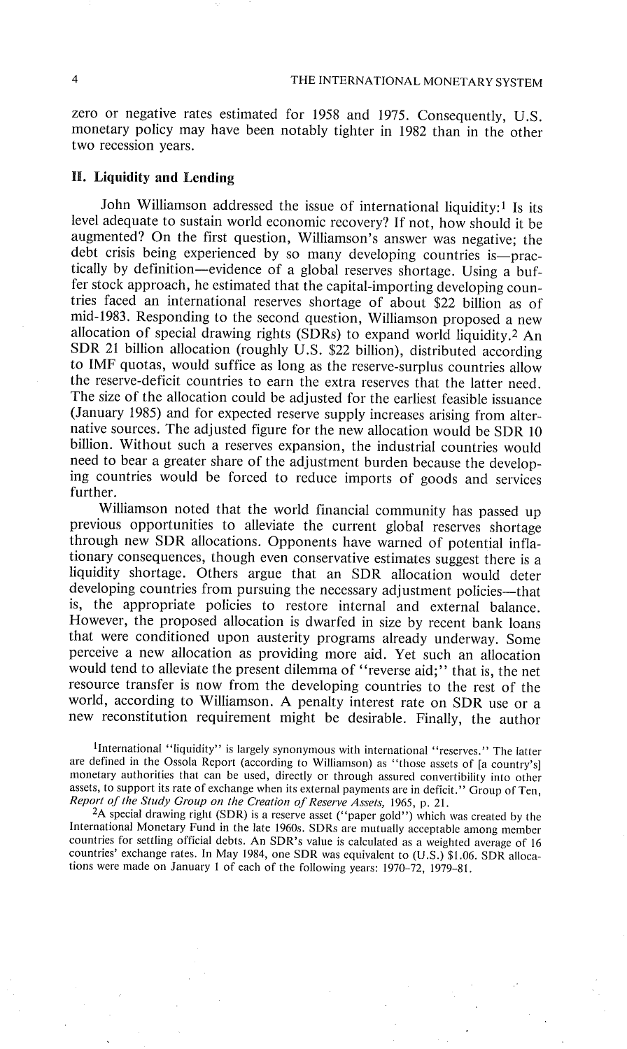zero or negative rates estimated for 1958 and 1975. Consequently, U.S. monetary policy may have been notably tighter in 1982 than in the other two recession years.

## II. Liquidity and Lending

John Williamson addressed the issue of international liquidity:[1] Is its level adequate to sustain world economic recovery? If not, how should it be augmented? On the first question, Williamson's answer was negative; the debt crisis being experienced by so many developing countries is—practically by definition—evidence of a global reserves shortage. Using a buffer stock approach, he estimated that the capital-importing developing countries faced an international reserves shortage of about $22 billion as of mid-1983. Responding to the second question, Williamson proposed a new allocation of special drawing rights (SDRs) to expand world liquidity.[2] An SDR 21 billion allocation (roughly U.S. $22 billion), distributed according to IMF quotas, would suffice as long as the reserve-surplus countries allow the reserve-deficit countries to earn the extra reserves that the latter need. The size of the allocation could be adjusted for the earliest feasible issuance (January 1985) and for expected reserve supply increases arising from alternative sources. The adjusted figure for the new allocation would be SDR 10 billion. Without such a reserves expansion, the industrial countries would need to bear a greater share of the adjustment burden because the developing countries would be forced to reduce imports of goods and services further.

Williamson noted that the world financial community has passed up previous opportunities to alleviate the current global reserves shortage through new SDR allocations. Opponents have warned of potential inflationary consequences, though even conservative estimates suggest there is a liquidity shortage. Others argue that an SDR allocation would deter developing countries from pursuing the necessary adjustment policies—that is, the appropriate policies to restore internal and external balance. However, the proposed allocation is dwarfed in size by recent bank loans that were conditioned upon austerity programs already underway. Some perceive a new allocation as providing more aid. Yet such an allocation would tend to alleviate the present dilemma of "reverse aid;" that is, the net resource transfer is now from the developing countries to the rest of the world, according to Williamson. A penalty interest rate on SDR use or a new reconstitution requirement might be desirable. Finally, the author

[1] International "liquidity" is largely synonymous with international "reserves." The latter are defined in the Ossola Report (according to Williamson) as "those assets of [a country's] monetary authorities that can be used, directly or through assured convertibility into other assets, to support its rate of exchange when its external payments are in deficit." Group of Ten, *Report of the Study Group on the Creation of Reserve Assets,* 1965, p. 21.

[2] A special drawing right (SDR) is a reserve asset ("paper gold") which was created by the International Monetary Fund in the late 1960s. SDRs are mutually acceptable among member countries for settling official debts. An SDR's value is calculated as a weighted average of 16 countries' exchange rates. In May 1984, one SDR was equivalent to (U.S.) $1.06. SDR allocations were made on January 1 of each of the following years: 1970–72, 1979–81.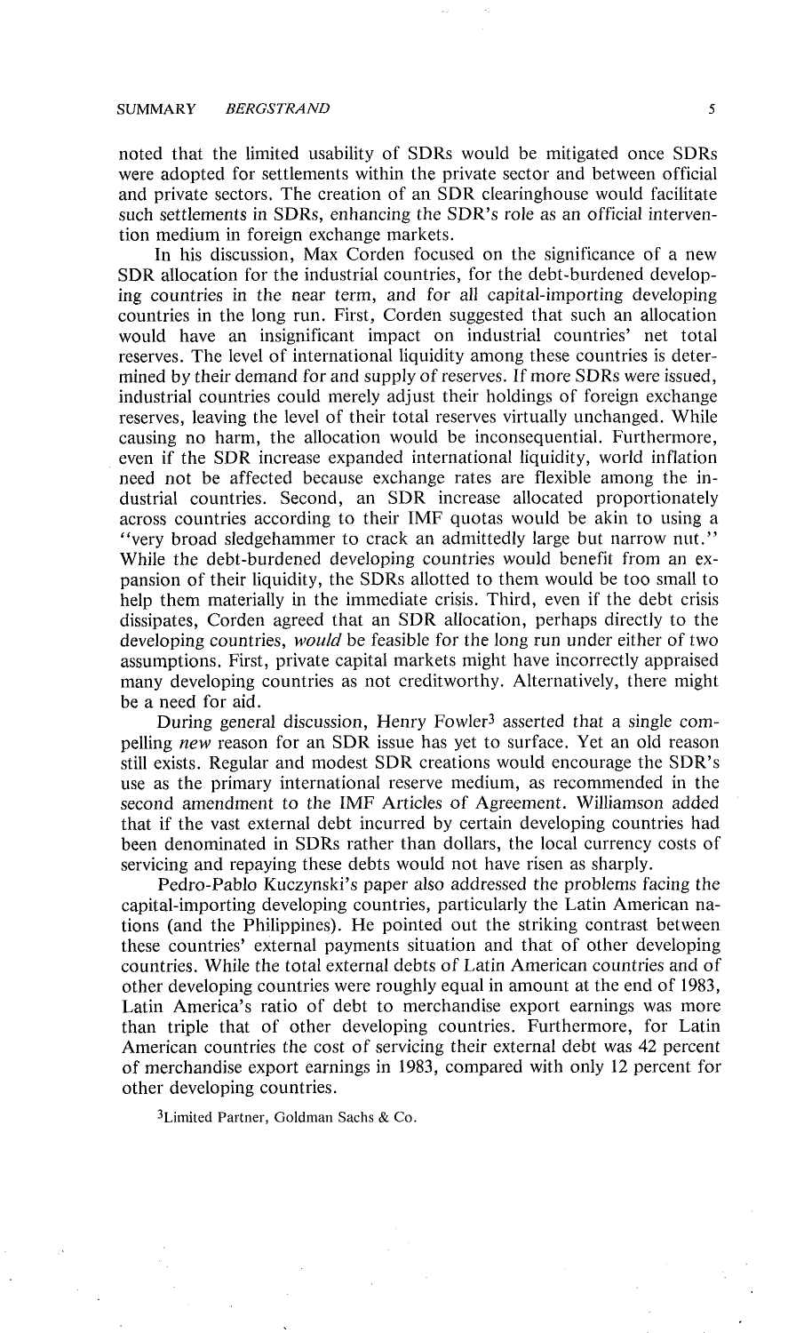noted that the limited usability of SDRs would be mitigated once SDRs were adopted for settlements within the private sector and between official and private sectors. The creation of an SDR clearinghouse would facilitate such settlements in SDRs, enhancing the SDR's role as an official intervention medium in foreign exchange markets.

In his discussion, Max Corden focused on the significance of a new SDR allocation for the industrial countries, for the debt-burdened developing countries in the near term, and for all capital-importing developing countries in the long run. First, Corden suggested that such an allocation would have an insignificant impact on industrial countries' net total reserves. The level of international liquidity among these countries is determined by their demand for and supply of reserves. If more SDRs were issued, industrial countries could merely adjust their holdings of foreign exchange reserves, leaving the level of their total reserves virtually unchanged. While causing no harm, the allocation would be inconsequential. Furthermore, even if the SDR increase expanded international liquidity, world inflation need not be affected because exchange rates are flexible among the industrial countries. Second, an SDR increase allocated proportionately across countries according to their IMF quotas would be akin to using a "very broad sledgehammer to crack an admittedly large but narrow nut." While the debt-burdened developing countries would benefit from an expansion of their liquidity, the SDRs allotted to them would be too small to help them materially in the immediate crisis. Third, even if the debt crisis dissipates, Corden agreed that an SDR allocation, perhaps directly to the developing countries, *would* be feasible for the long run under either of two assumptions. First, private capital markets might have incorrectly appraised many developing countries as not creditworthy. Alternatively, there might be a need for aid.

During general discussion, Henry Fowler[3] asserted that a single compelling *new* reason for an SDR issue has yet to surface. Yet an old reason still exists. Regular and modest SDR creations would encourage the SDR's use as the primary international reserve medium, as recommended in the second amendment to the IMF Articles of Agreement. Williamson added that if the vast external debt incurred by certain developing countries had been denominated in SDRs rather than dollars, the local currency costs of servicing and repaying these debts would not have risen as sharply.

Pedro-Pablo Kuczynski's paper also addressed the problems facing the capital-importing developing countries, particularly the Latin American nations (and the Philippines). He pointed out the striking contrast between these countries' external payments situation and that of other developing countries. While the total external debts of Latin American countries and of other developing countries were roughly equal in amount at the end of 1983, Latin America's ratio of debt to merchandise export earnings was more than triple that of other developing countries. Furthermore, for Latin American countries the cost of servicing their external debt was 42 percent of merchandise export earnings in 1983, compared with only 12 percent for other developing countries.

[3] Limited Partner, Goldman Sachs & Co.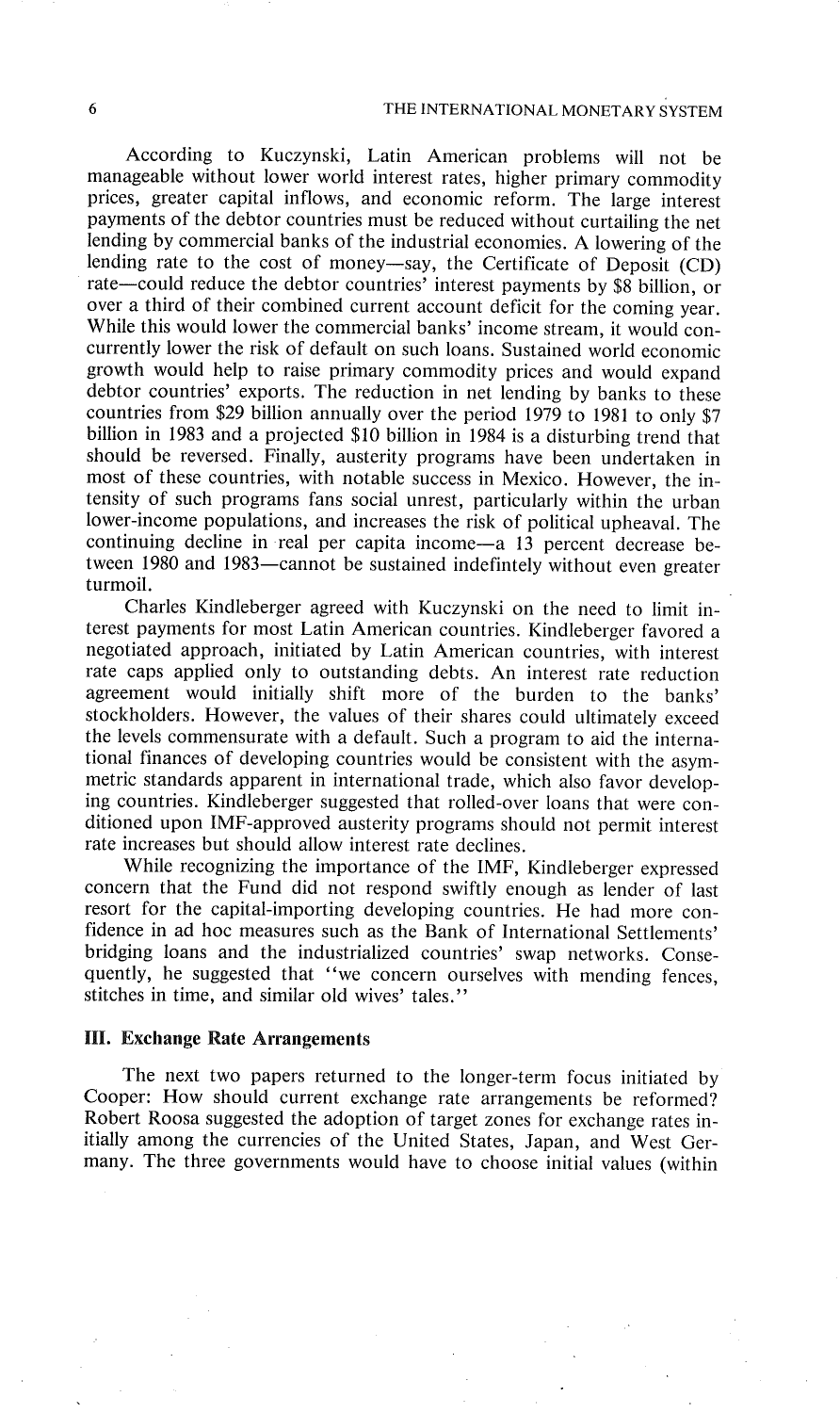According to Kuczynski, Latin American problems will not be manageable without lower world interest rates, higher primary commodity prices, greater capital inflows, and economic reform. The large interest payments of the debtor countries must be reduced without curtailing the net lending by commercial banks of the industrial economies. A lowering of the lending rate to the cost of money—say, the Certificate of Deposit (CD) rate—could reduce the debtor countries' interest payments by $8 billion, or over a third of their combined current account deficit for the coming year. While this would lower the commercial banks' income stream, it would concurrently lower the risk of default on such loans. Sustained world economic growth would help to raise primary commodity prices and would expand debtor countries' exports. The reduction in net lending by banks to these countries from $29 billion annually over the period 1979 to 1981 to only $7 billion in 1983 and a projected $10 billion in 1984 is a disturbing trend that should be reversed. Finally, austerity programs have been undertaken in most of these countries, with notable success in Mexico. However, the intensity of such programs fans social unrest, particularly within the urban lower-income populations, and increases the risk of political upheaval. The continuing decline in real per capita income—a 13 percent decrease between 1980 and 1983—cannot be sustained indefintely without even greater turmoil.

Charles Kindleberger agreed with Kuczynski on the need to limit interest payments for most Latin American countries. Kindleberger favored a negotiated approach, initiated by Latin American countries, with interest rate caps applied only to outstanding debts. An interest rate reduction agreement would initially shift more of the burden to the banks' stockholders. However, the values of their shares could ultimately exceed the levels commensurate with a default. Such a program to aid the international finances of developing countries would be consistent with the asymmetric standards apparent in international trade, which also favor developing countries. Kindleberger suggested that rolled-over loans that were conditioned upon IMF-approved austerity programs should not permit interest rate increases but should allow interest rate declines.

While recognizing the importance of the IMF, Kindleberger expressed concern that the Fund did not respond swiftly enough as lender of last resort for the capital-importing developing countries. He had more confidence in ad hoc measures such as the Bank of International Settlements' bridging loans and the industrialized countries' swap networks. Consequently, he suggested that "we concern ourselves with mending fences, stitches in time, and similar old wives' tales."

## III. Exchange Rate Arrangements

The next two papers returned to the longer-term focus initiated by Cooper: How should current exchange rate arrangements be reformed? Robert Roosa suggested the adoption of target zones for exchange rates initially among the currencies of the United States, Japan, and West Germany. The three governments would have to choose initial values (within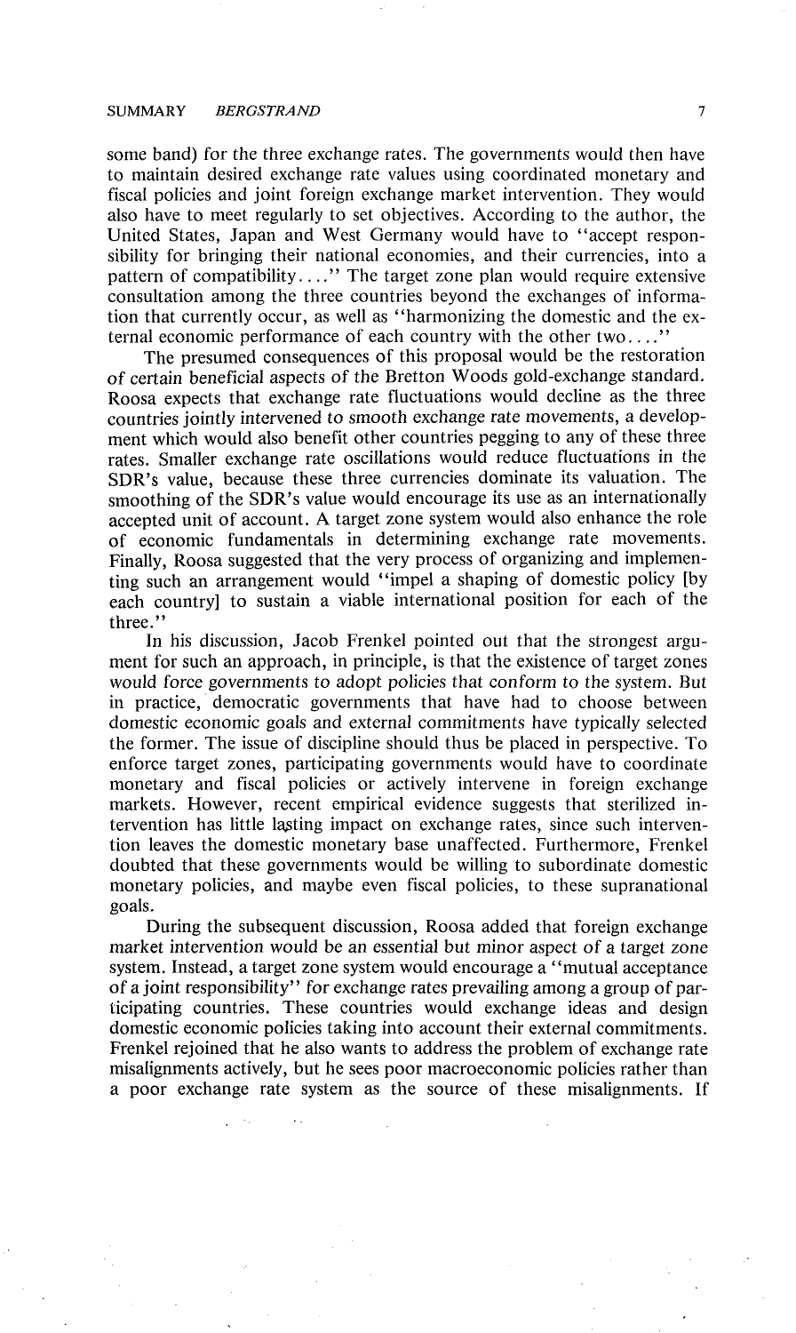some band) for the three exchange rates. The governments would then have to maintain desired exchange rate values using coordinated monetary and fiscal policies and joint foreign exchange market intervention. They would also have to meet regularly to set objectives. According to the author, the United States, Japan and West Germany would have to "accept responsibility for bringing their national economies, and their currencies, into a pattern of compatibility. . . ." The target zone plan would require extensive consultation among the three countries beyond the exchanges of information that currently occur, as well as "harmonizing the domestic and the external economic performance of each country with the other two. . . ."

The presumed consequences of this proposal would be the restoration of certain beneficial aspects of the Bretton Woods gold-exchange standard. Roosa expects that exchange rate fluctuations would decline as the three countries jointly intervened to smooth exchange rate movements, a development which would also benefit other countries pegging to any of these three rates. Smaller exchange rate oscillations would reduce fluctuations in the SDR's value, because these three currencies dominate its valuation. The smoothing of the SDR's value would encourage its use as an internationally accepted unit of account. A target zone system would also enhance the role of economic fundamentals in determining exchange rate movements. Finally, Roosa suggested that the very process of organizing and implementing such an arrangement would "impel a shaping of domestic policy [by each country] to sustain a viable international position for each of the three."

In his discussion, Jacob Frenkel pointed out that the strongest argument for such an approach, in principle, is that the existence of target zones would force governments to adopt policies that conform to the system. But in practice, democratic governments that have had to choose between domestic economic goals and external commitments have typically selected the former. The issue of discipline should thus be placed in perspective. To enforce target zones, participating governments would have to coordinate monetary and fiscal policies or actively intervene in foreign exchange markets. However, recent empirical evidence suggests that sterilized intervention has little lasting impact on exchange rates, since such intervention leaves the domestic monetary base unaffected. Furthermore, Frenkel doubted that these governments would be willing to subordinate domestic monetary policies, and maybe even fiscal policies, to these supranational goals.

During the subsequent discussion, Roosa added that foreign exchange market intervention would be an essential but minor aspect of a target zone system. Instead, a target zone system would encourage a "mutual acceptance of a joint responsibility" for exchange rates prevailing among a group of participating countries. These countries would exchange ideas and design domestic economic policies taking into account their external commitments. Frenkel rejoined that he also wants to address the problem of exchange rate misalignments actively, but he sees poor macroeconomic policies rather than a poor exchange rate system as the source of these misalignments. If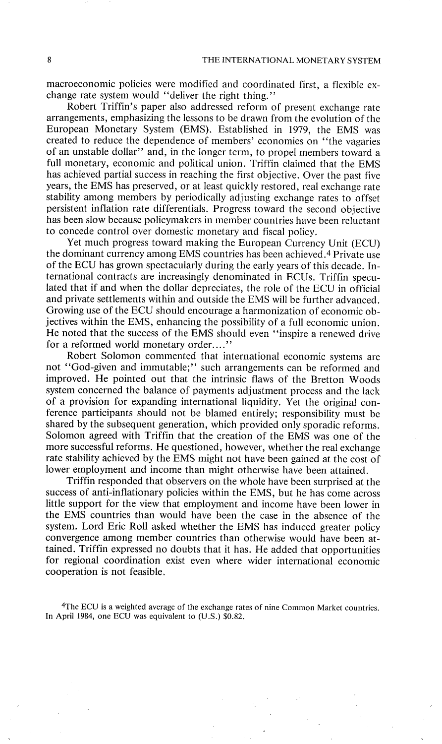macroeconomic policies were modified and coordinated first, a flexible exchange rate system would "deliver the right thing."

Robert Triffin's paper also addressed reform of present exchange rate arrangements, emphasizing the lessons to be drawn from the evolution of the European Monetary System (EMS). Established in 1979, the EMS was created to reduce the dependence of members' economies on "the vagaries of an unstable dollar" and, in the longer term, to propel members toward a full monetary, economic and political union. Triffin claimed that the EMS has achieved partial success in reaching the first objective. Over the past five years, the EMS has preserved, or at least quickly restored, real exchange rate stability among members by periodically adjusting exchange rates to offset persistent inflation rate differentials. Progress toward the second objective has been slow because policymakers in member countries have been reluctant to concede control over domestic monetary and fiscal policy.

Yet much progress toward making the European Currency Unit (ECU) the dominant currency among EMS countries has been achieved.[4] Private use of the ECU has grown spectacularly during the early years of this decade. International contracts are increasingly denominated in ECUs. Triffin speculated that if and when the dollar depreciates, the role of the ECU in official and private settlements within and outside the EMS will be further advanced. Growing use of the ECU should encourage a harmonization of economic objectives within the EMS, enhancing the possibility of a full economic union. He noted that the success of the EMS should even "inspire a renewed drive for a reformed world monetary order...."

Robert Solomon commented that international economic systems are not "God-given and immutable;" such arrangements can be reformed and improved. He pointed out that the intrinsic flaws of the Bretton Woods system concerned the balance of payments adjustment process and the lack of a provision for expanding international liquidity. Yet the original conference participants should not be blamed entirely; responsibility must be shared by the subsequent generation, which provided only sporadic reforms. Solomon agreed with Triffin that the creation of the EMS was one of the more successful reforms. He questioned, however, whether the real exchange rate stability achieved by the EMS might not have been gained at the cost of lower employment and income than might otherwise have been attained.

Triffin responded that observers on the whole have been surprised at the success of anti-inflationary policies within the EMS, but he has come across little support for the view that employment and income have been lower in the EMS countries than would have been the case in the absence of the system. Lord Eric Roll asked whether the EMS has induced greater policy convergence among member countries than otherwise would have been attained. Triffin expressed no doubts that it has. He added that opportunities for regional coordination exist even where wider international economic cooperation is not feasible.

[4] The ECU is a weighted average of the exchange rates of nine Common Market countries. In April 1984, one ECU was equivalent to (U.S.) $0.82.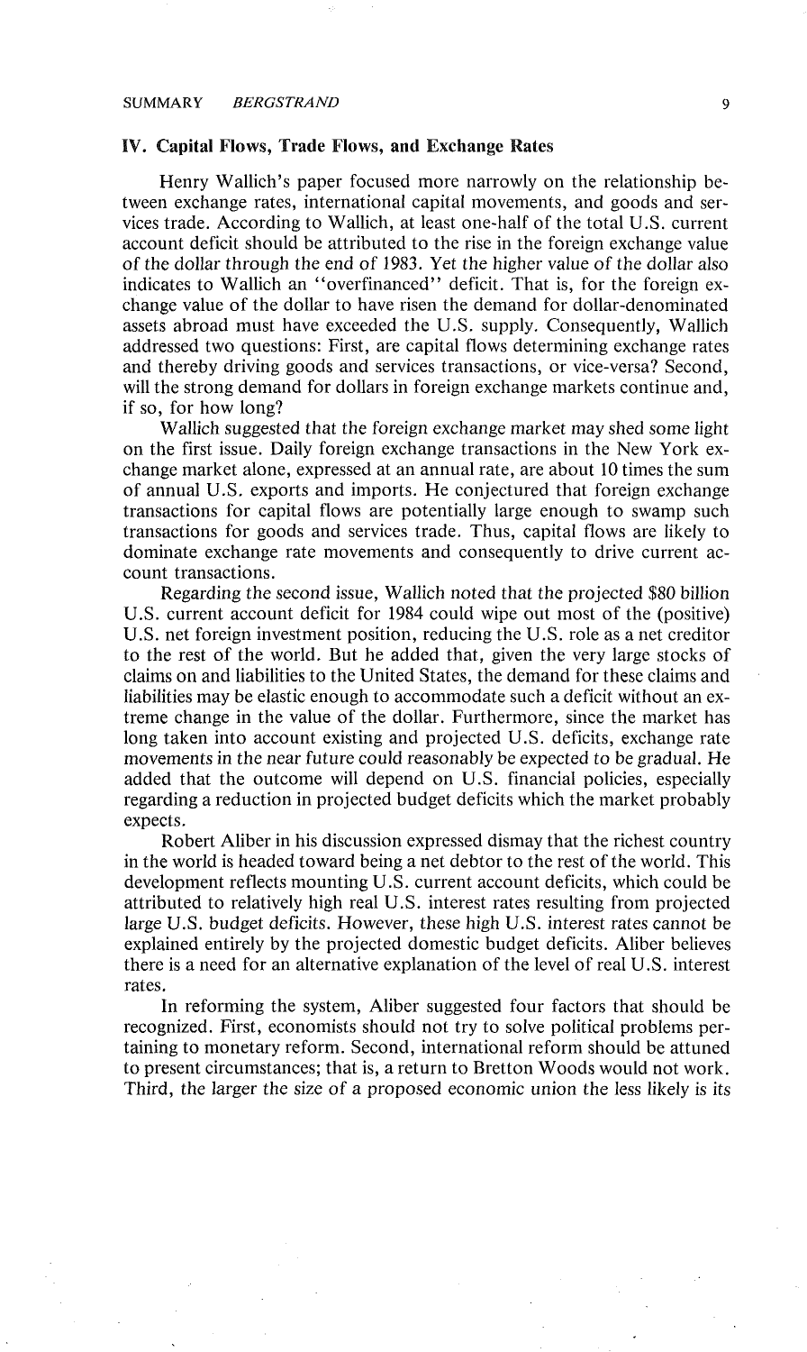## IV. Capital Flows, Trade Flows, and Exchange Rates

Henry Wallich's paper focused more narrowly on the relationship between exchange rates, international capital movements, and goods and services trade. According to Wallich, at least one-half of the total U.S. current account deficit should be attributed to the rise in the foreign exchange value of the dollar through the end of 1983. Yet the higher value of the dollar also indicates to Wallich an "overfinanced" deficit. That is, for the foreign exchange value of the dollar to have risen the demand for dollar-denominated assets abroad must have exceeded the U.S. supply. Consequently, Wallich addressed two questions: First, are capital flows determining exchange rates and thereby driving goods and services transactions, or vice-versa? Second, will the strong demand for dollars in foreign exchange markets continue and, if so, for how long?

Wallich suggested that the foreign exchange market may shed some light on the first issue. Daily foreign exchange transactions in the New York exchange market alone, expressed at an annual rate, are about 10 times the sum of annual U.S. exports and imports. He conjectured that foreign exchange transactions for capital flows are potentially large enough to swamp such transactions for goods and services trade. Thus, capital flows are likely to dominate exchange rate movements and consequently to drive current account transactions.

Regarding the second issue, Wallich noted that the projected $80 billion U.S. current account deficit for 1984 could wipe out most of the (positive) U.S. net foreign investment position, reducing the U.S. role as a net creditor to the rest of the world. But he added that, given the very large stocks of claims on and liabilities to the United States, the demand for these claims and liabilities may be elastic enough to accommodate such a deficit without an extreme change in the value of the dollar. Furthermore, since the market has long taken into account existing and projected U.S. deficits, exchange rate movements in the near future could reasonably be expected to be gradual. He added that the outcome will depend on U.S. financial policies, especially regarding a reduction in projected budget deficits which the market probably expects.

Robert Aliber in his discussion expressed dismay that the richest country in the world is headed toward being a net debtor to the rest of the world. This development reflects mounting U.S. current account deficits, which could be attributed to relatively high real U.S. interest rates resulting from projected large U.S. budget deficits. However, these high U.S. interest rates cannot be explained entirely by the projected domestic budget deficits. Aliber believes there is a need for an alternative explanation of the level of real U.S. interest rates.

In reforming the system, Aliber suggested four factors that should be recognized. First, economists should not try to solve political problems pertaining to monetary reform. Second, international reform should be attuned to present circumstances; that is, a return to Bretton Woods would not work. Third, the larger the size of a proposed economic union the less likely is its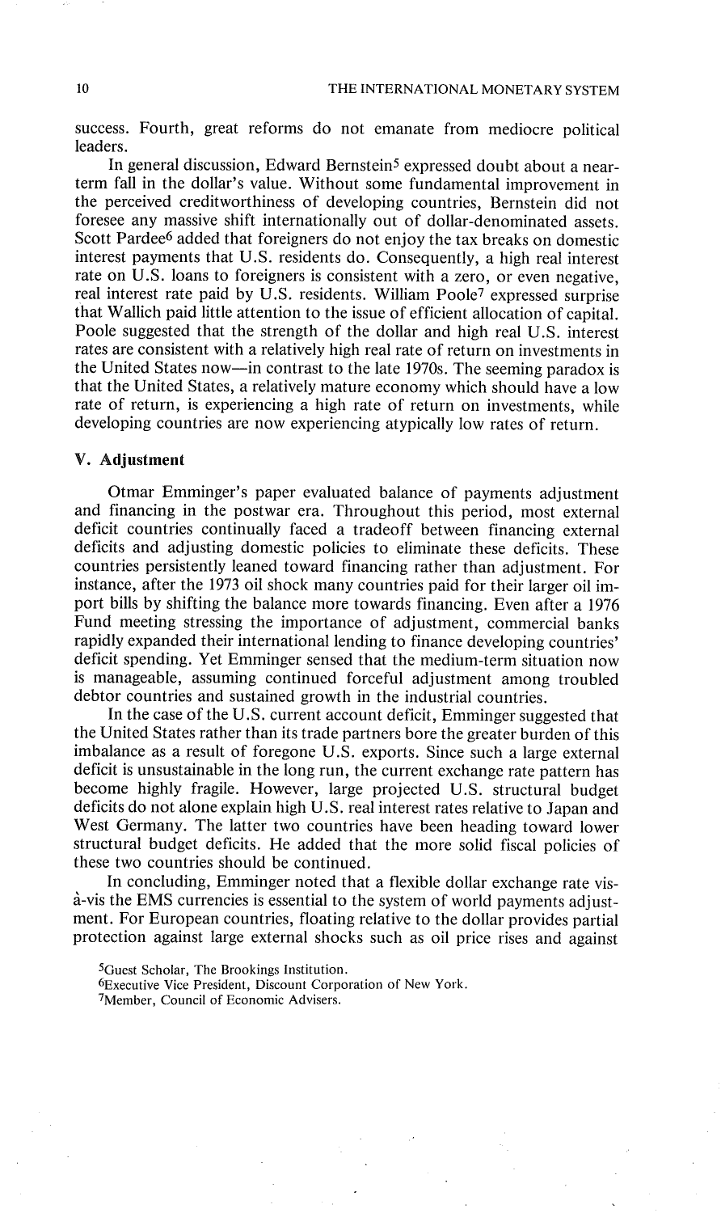success. Fourth, great reforms do not emanate from mediocre political leaders.

In general discussion, Edward Bernstein[5] expressed doubt about a near-term fall in the dollar's value. Without some fundamental improvement in the perceived creditworthiness of developing countries, Bernstein did not foresee any massive shift internationally out of dollar-denominated assets. Scott Pardee[6] added that foreigners do not enjoy the tax breaks on domestic interest payments that U.S. residents do. Consequently, a high real interest rate on U.S. loans to foreigners is consistent with a zero, or even negative, real interest rate paid by U.S. residents. William Poole[7] expressed surprise that Wallich paid little attention to the issue of efficient allocation of capital. Poole suggested that the strength of the dollar and high real U.S. interest rates are consistent with a relatively high real rate of return on investments in the United States now—in contrast to the late 1970s. The seeming paradox is that the United States, a relatively mature economy which should have a low rate of return, is experiencing a high rate of return on investments, while developing countries are now experiencing atypically low rates of return.

## V. Adjustment

Otmar Emminger's paper evaluated balance of payments adjustment and financing in the postwar era. Throughout this period, most external deficit countries continually faced a tradeoff between financing external deficits and adjusting domestic policies to eliminate these deficits. These countries persistently leaned toward financing rather than adjustment. For instance, after the 1973 oil shock many countries paid for their larger oil import bills by shifting the balance more towards financing. Even after a 1976 Fund meeting stressing the importance of adjustment, commercial banks rapidly expanded their international lending to finance developing countries' deficit spending. Yet Emminger sensed that the medium-term situation now is manageable, assuming continued forceful adjustment among troubled debtor countries and sustained growth in the industrial countries.

In the case of the U.S. current account deficit, Emminger suggested that the United States rather than its trade partners bore the greater burden of this imbalance as a result of foregone U.S. exports. Since such a large external deficit is unsustainable in the long run, the current exchange rate pattern has become highly fragile. However, large projected U.S. structural budget deficits do not alone explain high U.S. real interest rates relative to Japan and West Germany. The latter two countries have been heading toward lower structural budget deficits. He added that the more solid fiscal policies of these two countries should be continued.

In concluding, Emminger noted that a flexible dollar exchange rate vis-à-vis the EMS currencies is essential to the system of world payments adjustment. For European countries, floating relative to the dollar provides partial protection against large external shocks such as oil price rises and against

[5]Guest Scholar, The Brookings Institution.

[6]Executive Vice President, Discount Corporation of New York.

[7]Member, Council of Economic Advisers.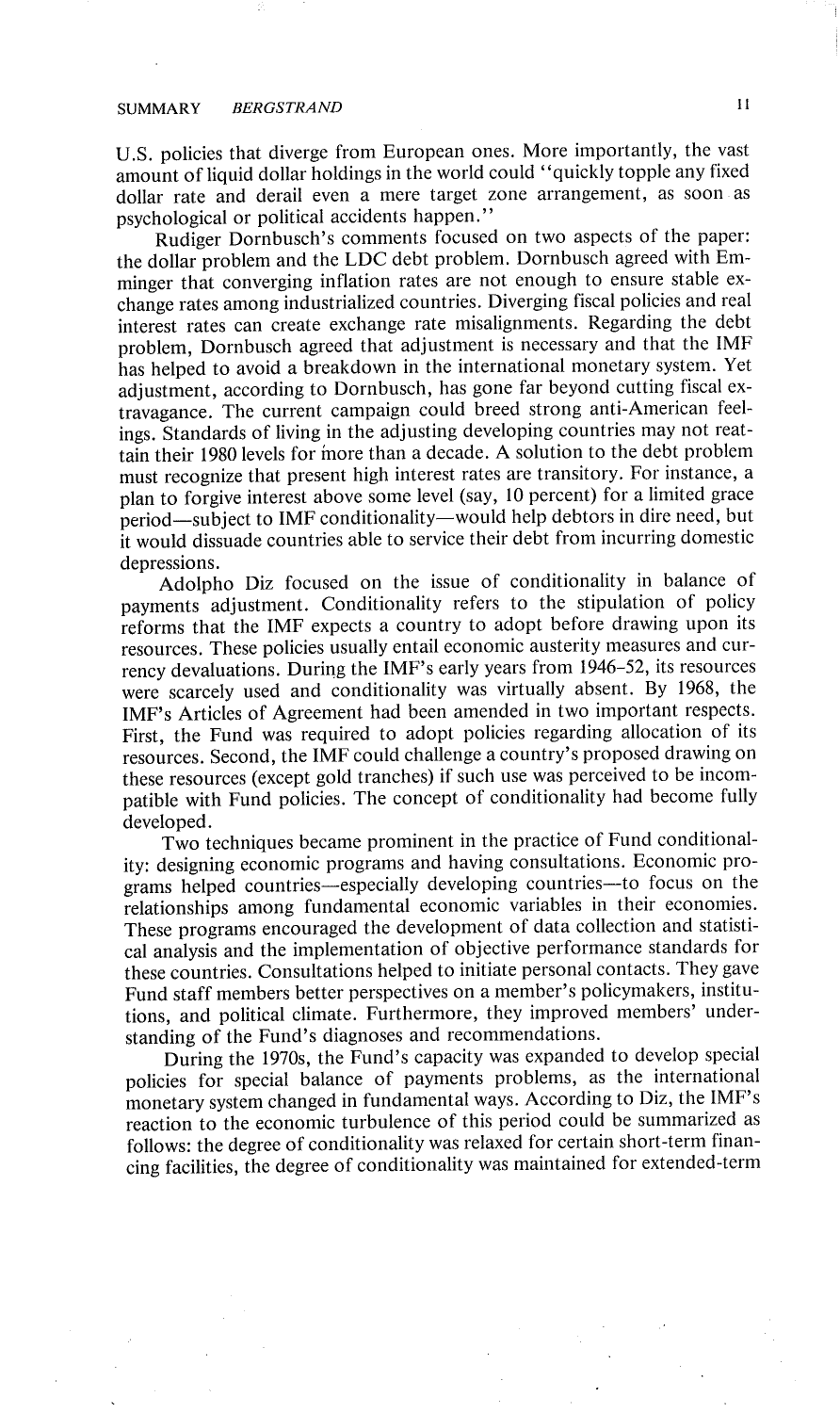U.S. policies that diverge from European ones. More importantly, the vast amount of liquid dollar holdings in the world could "quickly topple any fixed dollar rate and derail even a mere target zone arrangement, as soon as psychological or political accidents happen."

Rudiger Dornbusch's comments focused on two aspects of the paper: the dollar problem and the LDC debt problem. Dornbusch agreed with Emminger that converging inflation rates are not enough to ensure stable exchange rates among industrialized countries. Diverging fiscal policies and real interest rates can create exchange rate misalignments. Regarding the debt problem, Dornbusch agreed that adjustment is necessary and that the IMF has helped to avoid a breakdown in the international monetary system. Yet adjustment, according to Dornbusch, has gone far beyond cutting fiscal extravagance. The current campaign could breed strong anti-American feelings. Standards of living in the adjusting developing countries may not reattain their 1980 levels for more than a decade. A solution to the debt problem must recognize that present high interest rates are transitory. For instance, a plan to forgive interest above some level (say, 10 percent) for a limited grace period—subject to IMF conditionality—would help debtors in dire need, but it would dissuade countries able to service their debt from incurring domestic depressions.

Adolpho Diz focused on the issue of conditionality in balance of payments adjustment. Conditionality refers to the stipulation of policy reforms that the IMF expects a country to adopt before drawing upon its resources. These policies usually entail economic austerity measures and currency devaluations. During the IMF's early years from 1946–52, its resources were scarcely used and conditionality was virtually absent. By 1968, the IMF's Articles of Agreement had been amended in two important respects. First, the Fund was required to adopt policies regarding allocation of its resources. Second, the IMF could challenge a country's proposed drawing on these resources (except gold tranches) if such use was perceived to be incompatible with Fund policies. The concept of conditionality had become fully developed.

Two techniques became prominent in the practice of Fund conditionality: designing economic programs and having consultations. Economic programs helped countries—especially developing countries—to focus on the relationships among fundamental economic variables in their economies. These programs encouraged the development of data collection and statistical analysis and the implementation of objective performance standards for these countries. Consultations helped to initiate personal contacts. They gave Fund staff members better perspectives on a member's policymakers, institutions, and political climate. Furthermore, they improved members' understanding of the Fund's diagnoses and recommendations.

During the 1970s, the Fund's capacity was expanded to develop special policies for special balance of payments problems, as the international monetary system changed in fundamental ways. According to Diz, the IMF's reaction to the economic turbulence of this period could be summarized as follows: the degree of conditionality was relaxed for certain short-term financing facilities, the degree of conditionality was maintained for extended-term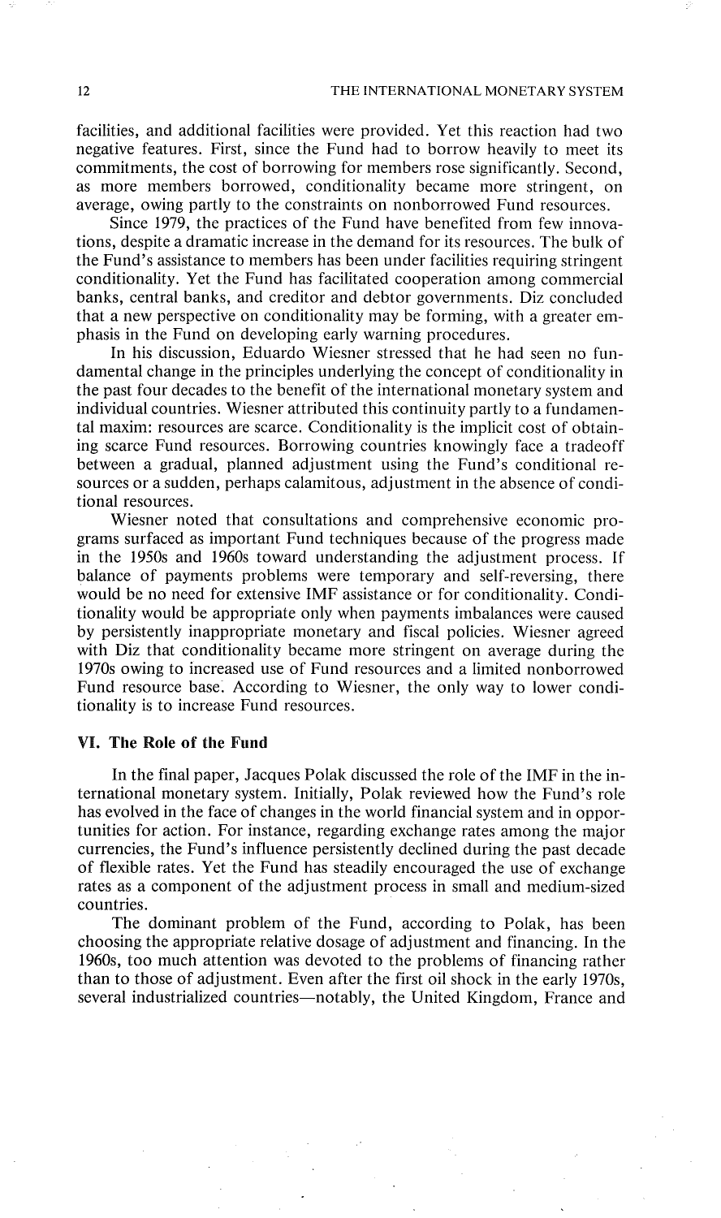facilities, and additional facilities were provided. Yet this reaction had two negative features. First, since the Fund had to borrow heavily to meet its commitments, the cost of borrowing for members rose significantly. Second, as more members borrowed, conditionality became more stringent, on average, owing partly to the constraints on nonborrowed Fund resources.

Since 1979, the practices of the Fund have benefited from few innovations, despite a dramatic increase in the demand for its resources. The bulk of the Fund's assistance to members has been under facilities requiring stringent conditionality. Yet the Fund has facilitated cooperation among commercial banks, central banks, and creditor and debtor governments. Diz concluded that a new perspective on conditionality may be forming, with a greater emphasis in the Fund on developing early warning procedures.

In his discussion, Eduardo Wiesner stressed that he had seen no fundamental change in the principles underlying the concept of conditionality in the past four decades to the benefit of the international monetary system and individual countries. Wiesner attributed this continuity partly to a fundamental maxim: resources are scarce. Conditionality is the implicit cost of obtaining scarce Fund resources. Borrowing countries knowingly face a tradeoff between a gradual, planned adjustment using the Fund's conditional resources or a sudden, perhaps calamitous, adjustment in the absence of conditional resources.

Wiesner noted that consultations and comprehensive economic programs surfaced as important Fund techniques because of the progress made in the 1950s and 1960s toward understanding the adjustment process. If balance of payments problems were temporary and self-reversing, there would be no need for extensive IMF assistance or for conditionality. Conditionality would be appropriate only when payments imbalances were caused by persistently inappropriate monetary and fiscal policies. Wiesner agreed with Diz that conditionality became more stringent on average during the 1970s owing to increased use of Fund resources and a limited nonborrowed Fund resource base. According to Wiesner, the only way to lower conditionality is to increase Fund resources.

### VI. The Role of the Fund

In the final paper, Jacques Polak discussed the role of the IMF in the international monetary system. Initially, Polak reviewed how the Fund's role has evolved in the face of changes in the world financial system and in opportunities for action. For instance, regarding exchange rates among the major currencies, the Fund's influence persistently declined during the past decade of flexible rates. Yet the Fund has steadily encouraged the use of exchange rates as a component of the adjustment process in small and medium-sized countries.

The dominant problem of the Fund, according to Polak, has been choosing the appropriate relative dosage of adjustment and financing. In the 1960s, too much attention was devoted to the problems of financing rather than to those of adjustment. Even after the first oil shock in the early 1970s, several industrialized countries—notably, the United Kingdom, France and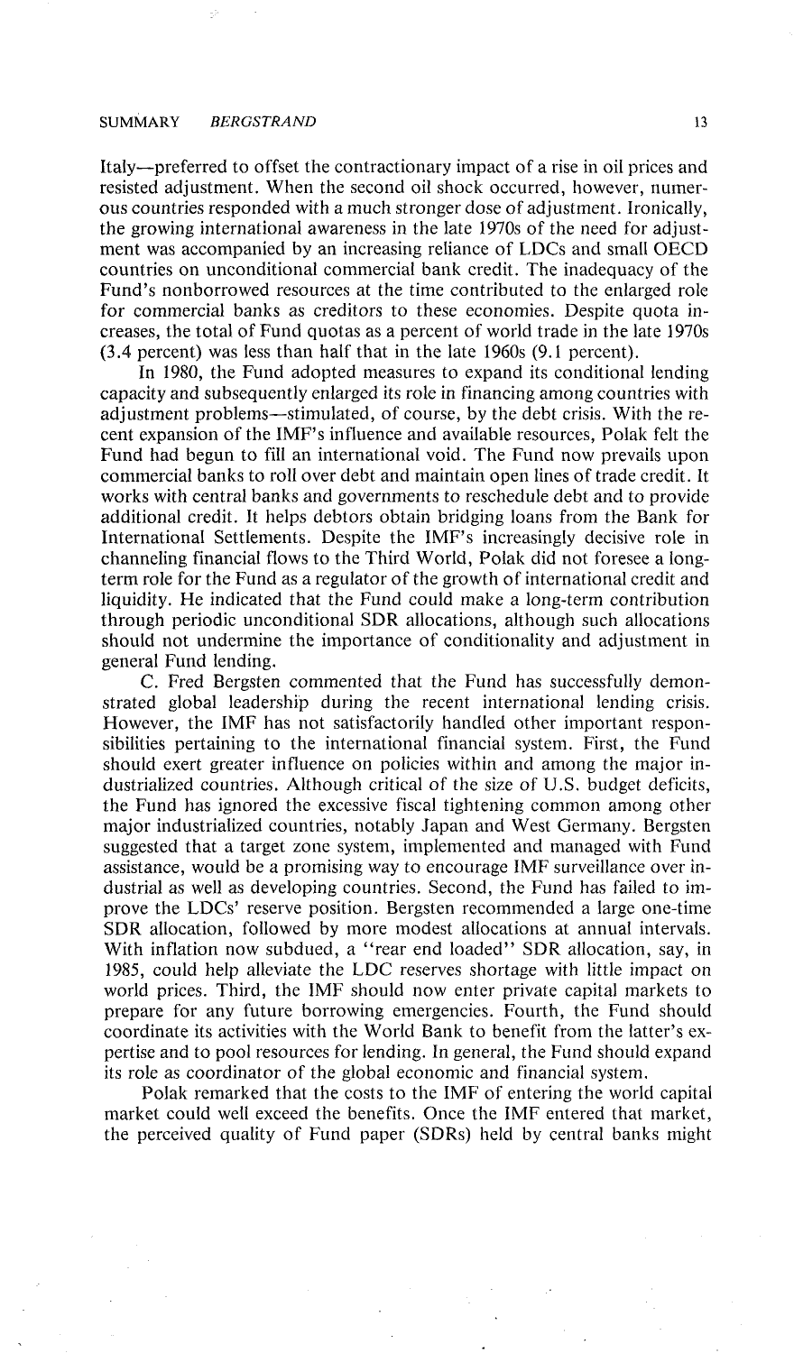Italy—preferred to offset the contractionary impact of a rise in oil prices and resisted adjustment. When the second oil shock occurred, however, numerous countries responded with a much stronger dose of adjustment. Ironically, the growing international awareness in the late 1970s of the need for adjustment was accompanied by an increasing reliance of LDCs and small OECD countries on unconditional commercial bank credit. The inadequacy of the Fund's nonborrowed resources at the time contributed to the enlarged role for commercial banks as creditors to these economies. Despite quota increases, the total of Fund quotas as a percent of world trade in the late 1970s (3.4 percent) was less than half that in the late 1960s (9.1 percent).

In 1980, the Fund adopted measures to expand its conditional lending capacity and subsequently enlarged its role in financing among countries with adjustment problems—stimulated, of course, by the debt crisis. With the recent expansion of the IMF's influence and available resources, Polak felt the Fund had begun to fill an international void. The Fund now prevails upon commercial banks to roll over debt and maintain open lines of trade credit. It works with central banks and governments to reschedule debt and to provide additional credit. It helps debtors obtain bridging loans from the Bank for International Settlements. Despite the IMF's increasingly decisive role in channeling financial flows to the Third World, Polak did not foresee a long-term role for the Fund as a regulator of the growth of international credit and liquidity. He indicated that the Fund could make a long-term contribution through periodic unconditional SDR allocations, although such allocations should not undermine the importance of conditionality and adjustment in general Fund lending.

C. Fred Bergsten commented that the Fund has successfully demonstrated global leadership during the recent international lending crisis. However, the IMF has not satisfactorily handled other important responsibilities pertaining to the international financial system. First, the Fund should exert greater influence on policies within and among the major industrialized countries. Although critical of the size of U.S. budget deficits, the Fund has ignored the excessive fiscal tightening common among other major industrialized countries, notably Japan and West Germany. Bergsten suggested that a target zone system, implemented and managed with Fund assistance, would be a promising way to encourage IMF surveillance over industrial as well as developing countries. Second, the Fund has failed to improve the LDCs' reserve position. Bergsten recommended a large one-time SDR allocation, followed by more modest allocations at annual intervals. With inflation now subdued, a "rear end loaded" SDR allocation, say, in 1985, could help alleviate the LDC reserves shortage with little impact on world prices. Third, the IMF should now enter private capital markets to prepare for any future borrowing emergencies. Fourth, the Fund should coordinate its activities with the World Bank to benefit from the latter's expertise and to pool resources for lending. In general, the Fund should expand its role as coordinator of the global economic and financial system.

Polak remarked that the costs to the IMF of entering the world capital market could well exceed the benefits. Once the IMF entered that market, the perceived quality of Fund paper (SDRs) held by central banks might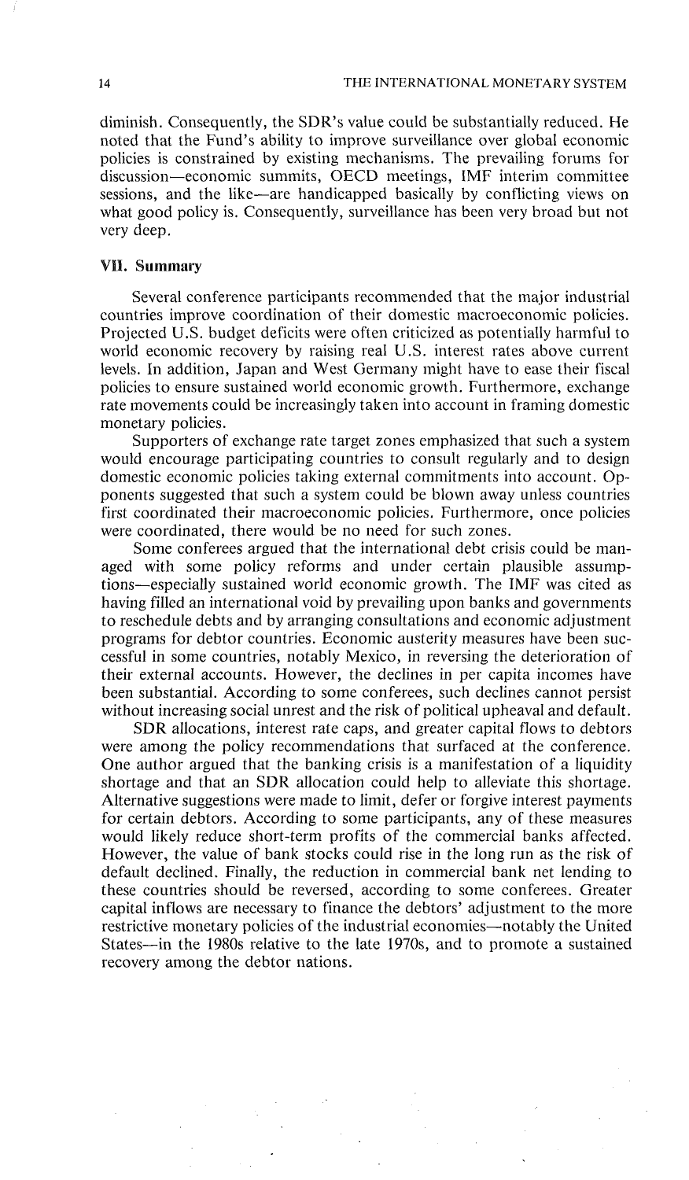diminish. Consequently, the SDR's value could be substantially reduced. He noted that the Fund's ability to improve surveillance over global economic policies is constrained by existing mechanisms. The prevailing forums for discussion—economic summits, OECD meetings, IMF interim committee sessions, and the like—are handicapped basically by conflicting views on what good policy is. Consequently, surveillance has been very broad but not very deep.

## VII. Summary

Several conference participants recommended that the major industrial countries improve coordination of their domestic macroeconomic policies. Projected U.S. budget deficits were often criticized as potentially harmful to world economic recovery by raising real U.S. interest rates above current levels. In addition, Japan and West Germany might have to ease their fiscal policies to ensure sustained world economic growth. Furthermore, exchange rate movements could be increasingly taken into account in framing domestic monetary policies.

Supporters of exchange rate target zones emphasized that such a system would encourage participating countries to consult regularly and to design domestic economic policies taking external commitments into account. Opponents suggested that such a system could be blown away unless countries first coordinated their macroeconomic policies. Furthermore, once policies were coordinated, there would be no need for such zones.

Some conferees argued that the international debt crisis could be managed with some policy reforms and under certain plausible assumptions—especially sustained world economic growth. The IMF was cited as having filled an international void by prevailing upon banks and governments to reschedule debts and by arranging consultations and economic adjustment programs for debtor countries. Economic austerity measures have been successful in some countries, notably Mexico, in reversing the deterioration of their external accounts. However, the declines in per capita incomes have been substantial. According to some conferees, such declines cannot persist without increasing social unrest and the risk of political upheaval and default.

SDR allocations, interest rate caps, and greater capital flows to debtors were among the policy recommendations that surfaced at the conference. One author argued that the banking crisis is a manifestation of a liquidity shortage and that an SDR allocation could help to alleviate this shortage. Alternative suggestions were made to limit, defer or forgive interest payments for certain debtors. According to some participants, any of these measures would likely reduce short-term profits of the commercial banks affected. However, the value of bank stocks could rise in the long run as the risk of default declined. Finally, the reduction in commercial bank net lending to these countries should be reversed, according to some conferees. Greater capital inflows are necessary to finance the debtors' adjustment to the more restrictive monetary policies of the industrial economies—notably the United States—in the 1980s relative to the late 1970s, and to promote a sustained recovery among the debtor nations.